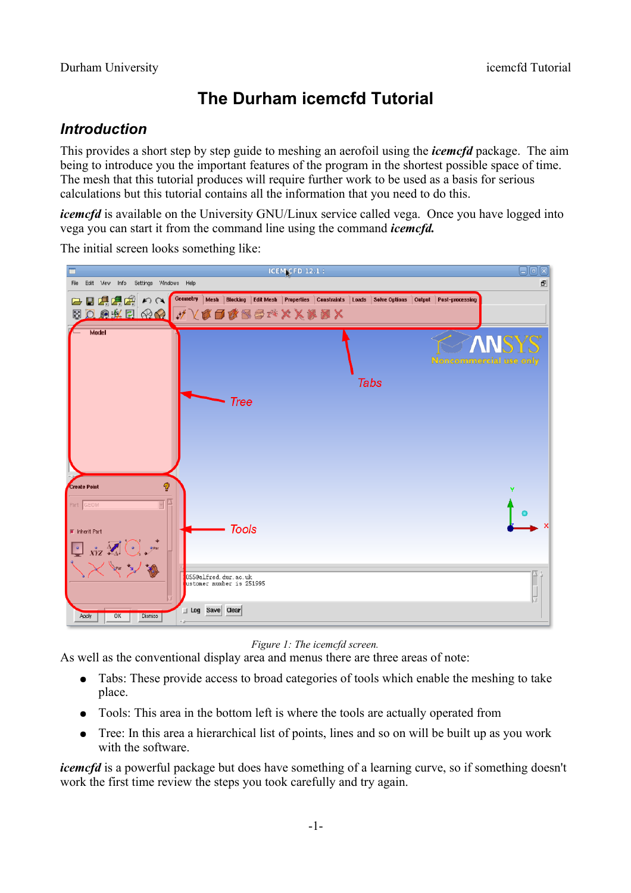# The Durham icemcfd Tutorial

## *Introduction*

This provides a short step by step guide to meshing an aerofoil using the ***icemcfd*** package. The aim being to introduce you the important features of the program in the shortest possible space of time. The mesh that this tutorial produces will require further work to be used as a basis for serious calculations but this tutorial contains all the information that you need to do this.

***icemcfd*** is available on the University GNU/Linux service called vega. Once you have logged into vega you can start it from the command line using the command ***icemcfd.***

The initial screen looks something like:

*Figure 1: The icemcfd screen.*

As well as the conventional display area and menus there are three areas of note:

- Tabs: These provide access to broad categories of tools which enable the meshing to take place.
- Tools: This area in the bottom left is where the tools are actually operated from
- Tree: In this area a hierarchical list of points, lines and so on will be built up as you work with the software.

***icemcfd*** is a powerful package but does have something of a learning curve, so if something doesn't work the first time review the steps you took carefully and try again.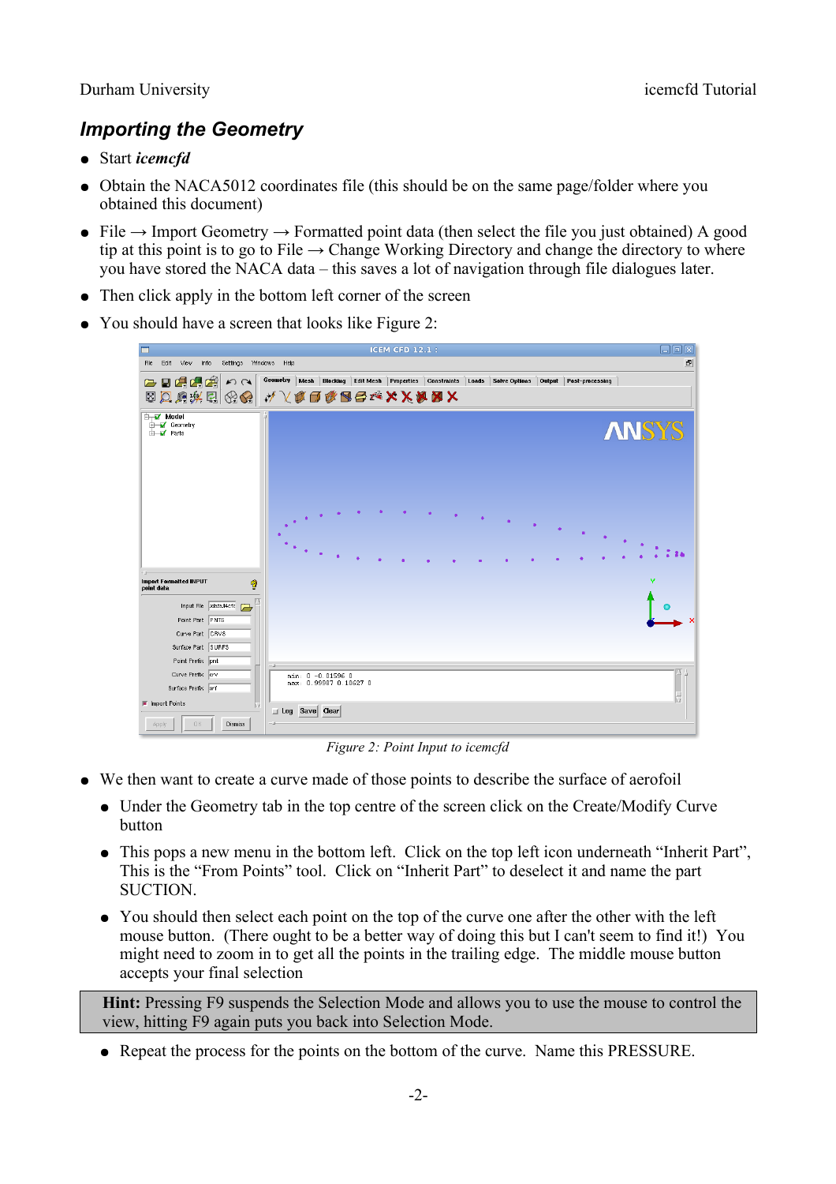## *Importing the Geometry*

- Start ***icemcfd***
- Obtain the NACA5012 coordinates file (this should be on the same page/folder where you obtained this document)
- File → Import Geometry → Formatted point data (then select the file you just obtained) A good tip at this point is to go to File → Change Working Directory and change the directory to where you have stored the NACA data – this saves a lot of navigation through file dialogues later.
- Then click apply in the bottom left corner of the screen
- You should have a screen that looks like Figure 2:

*Figure 2: Point Input to icemcfd*

- We then want to create a curve made of those points to describe the surface of aerofoil
  - Under the Geometry tab in the top centre of the screen click on the Create/Modify Curve button
  - This pops a new menu in the bottom left. Click on the top left icon underneath "Inherit Part", This is the "From Points" tool. Click on "Inherit Part" to deselect it and name the part SUCTION.
  - You should then select each point on the top of the curve one after the other with the left mouse button. (There ought to be a better way of doing this but I can't seem to find it!) You might need to zoom in to get all the points in the trailing edge. The middle mouse button accepts your final selection

**Hint:** Pressing F9 suspends the Selection Mode and allows you to use the mouse to control the view, hitting F9 again puts you back into Selection Mode.

- Repeat the process for the points on the bottom of the curve. Name this PRESSURE.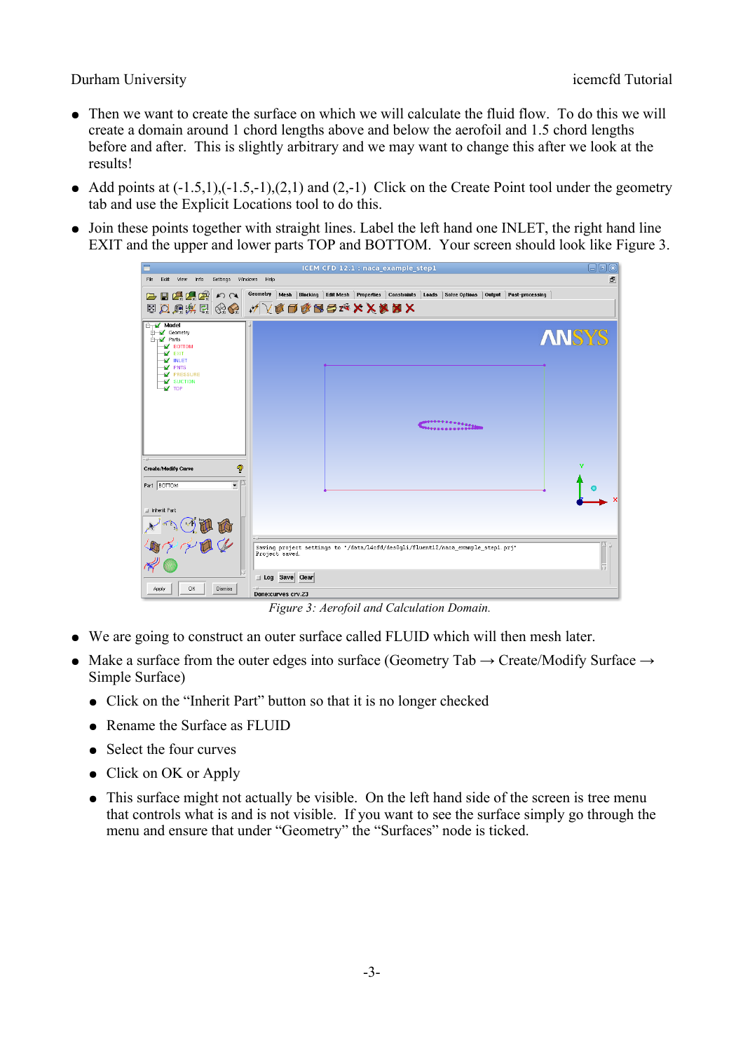- Then we want to create the surface on which we will calculate the fluid flow. To do this we will create a domain around 1 chord lengths above and below the aerofoil and 1.5 chord lengths before and after. This is slightly arbitrary and we may want to change this after we look at the results!
- Add points at (-1.5,1),(-1.5,-1),(2,1) and (2,-1) Click on the Create Point tool under the geometry tab and use the Explicit Locations tool to do this.
- Join these points together with straight lines. Label the left hand one INLET, the right hand line EXIT and the upper and lower parts TOP and BOTTOM. Your screen should look like Figure 3.

*Figure 3: Aerofoil and Calculation Domain.*

- We are going to construct an outer surface called FLUID which will then mesh later.
- Make a surface from the outer edges into surface (Geometry Tab → Create/Modify Surface → Simple Surface)
  - Click on the “Inherit Part” button so that it is no longer checked
  - Rename the Surface as FLUID
  - Select the four curves
  - Click on OK or Apply
  - This surface might not actually be visible. On the left hand side of the screen is tree menu that controls what is and is not visible. If you want to see the surface simply go through the menu and ensure that under “Geometry” the “Surfaces” node is ticked.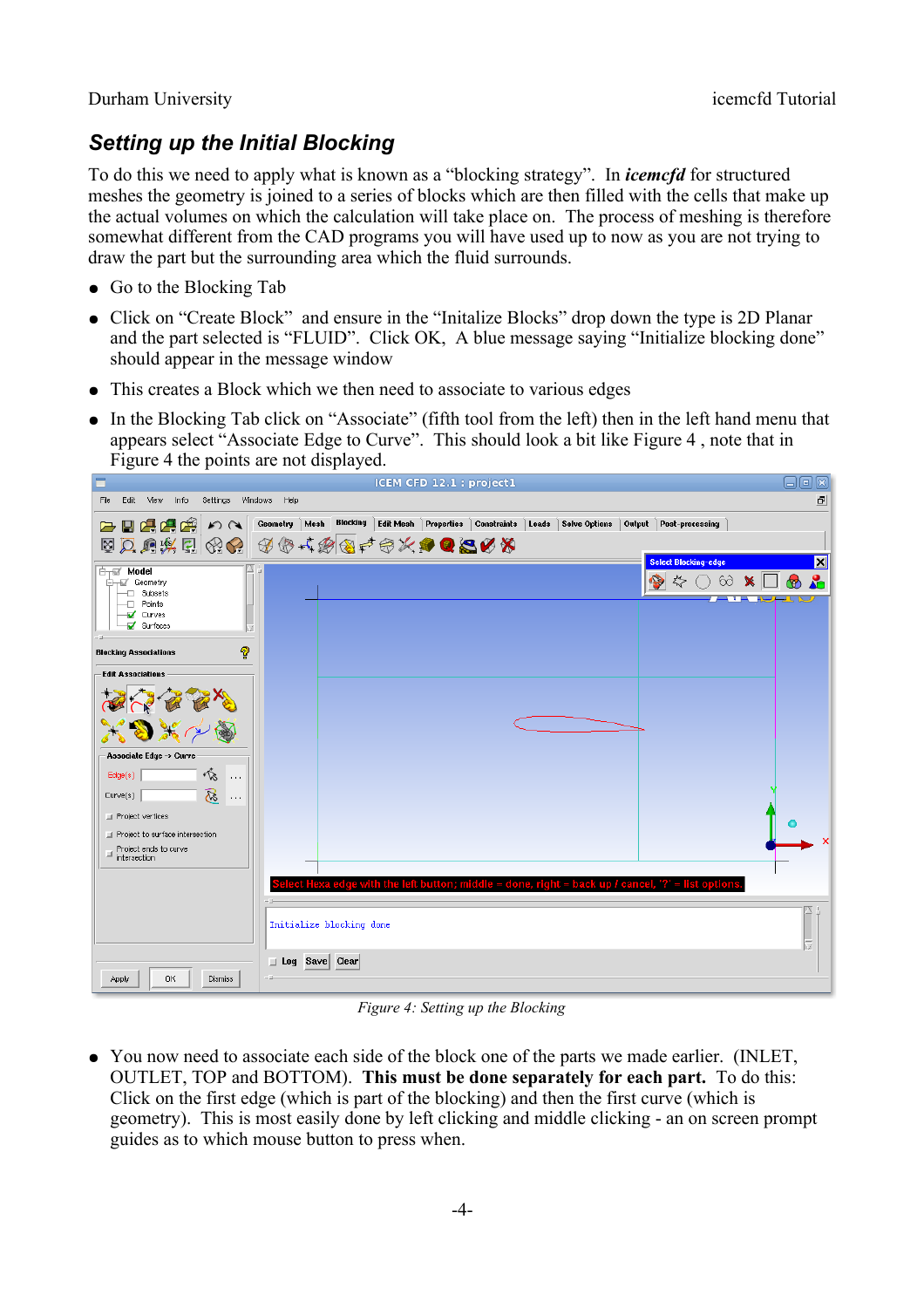## *Setting up the Initial Blocking*

To do this we need to apply what is known as a "blocking strategy". In ***icemcfd*** for structured meshes the geometry is joined to a series of blocks which are then filled with the cells that make up the actual volumes on which the calculation will take place on. The process of meshing is therefore somewhat different from the CAD programs you will have used up to now as you are not trying to draw the part but the surrounding area which the fluid surrounds.

- Go to the Blocking Tab
- Click on "Create Block" and ensure in the "Initalize Blocks" drop down the type is 2D Planar and the part selected is "FLUID". Click OK, A blue message saying "Initialize blocking done" should appear in the message window
- This creates a Block which we then need to associate to various edges
- In the Blocking Tab click on "Associate" (fifth tool from the left) then in the left hand menu that appears select "Associate Edge to Curve". This should look a bit like Figure 4 , note that in Figure 4 the points are not displayed.

*Figure 4: Setting up the Blocking*

- You now need to associate each side of the block one of the parts we made earlier. (INLET, OUTLET, TOP and BOTTOM). **This must be done separately for each part.** To do this: Click on the first edge (which is part of the blocking) and then the first curve (which is geometry). This is most easily done by left clicking and middle clicking - an on screen prompt guides as to which mouse button to press when.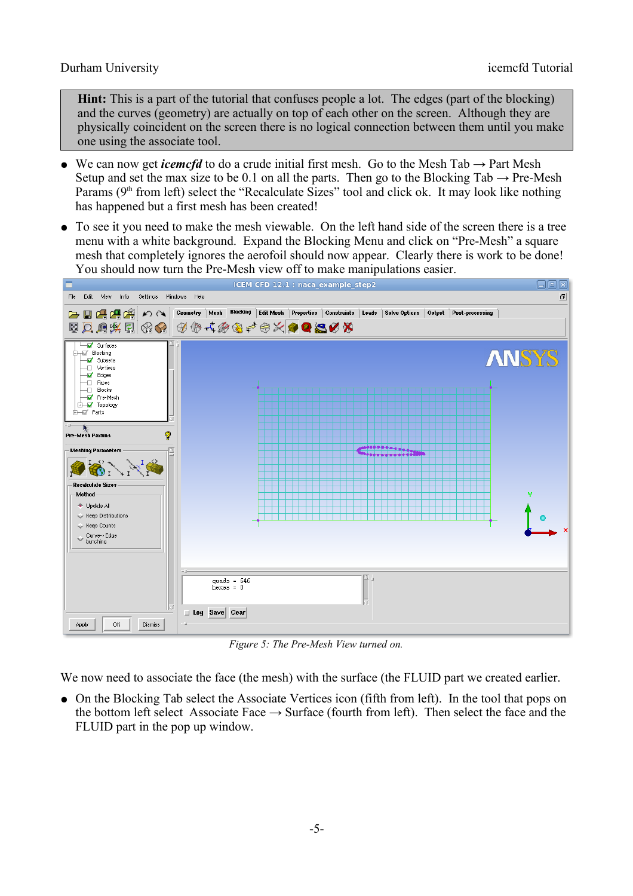> **Hint:** This is a part of the tutorial that confuses people a lot. The edges (part of the blocking) and the curves (geometry) are actually on top of each other on the screen. Although they are physically coincident on the screen there is no logical connection between them until you make one using the associate tool.

- We can now get ***icemcfd*** to do a crude initial first mesh. Go to the Mesh Tab → Part Mesh Setup and set the max size to be 0.1 on all the parts. Then go to the Blocking Tab → Pre-Mesh Params (9th from left) select the "Recalculate Sizes" tool and click ok. It may look like nothing has happened but a first mesh has been created!
- To see it you need to make the mesh viewable. On the left hand side of the screen there is a tree menu with a white background. Expand the Blocking Menu and click on "Pre-Mesh" a square mesh that completely ignores the aerofoil should now appear. Clearly there is work to be done! You should now turn the Pre-Mesh view off to make manipulations easier.

*Figure 5: The Pre-Mesh View turned on.*

We now need to associate the face (the mesh) with the surface (the FLUID part we created earlier.

- On the Blocking Tab select the Associate Vertices icon (fifth from left). In the tool that pops on the bottom left select Associate Face → Surface (fourth from left). Then select the face and the FLUID part in the pop up window.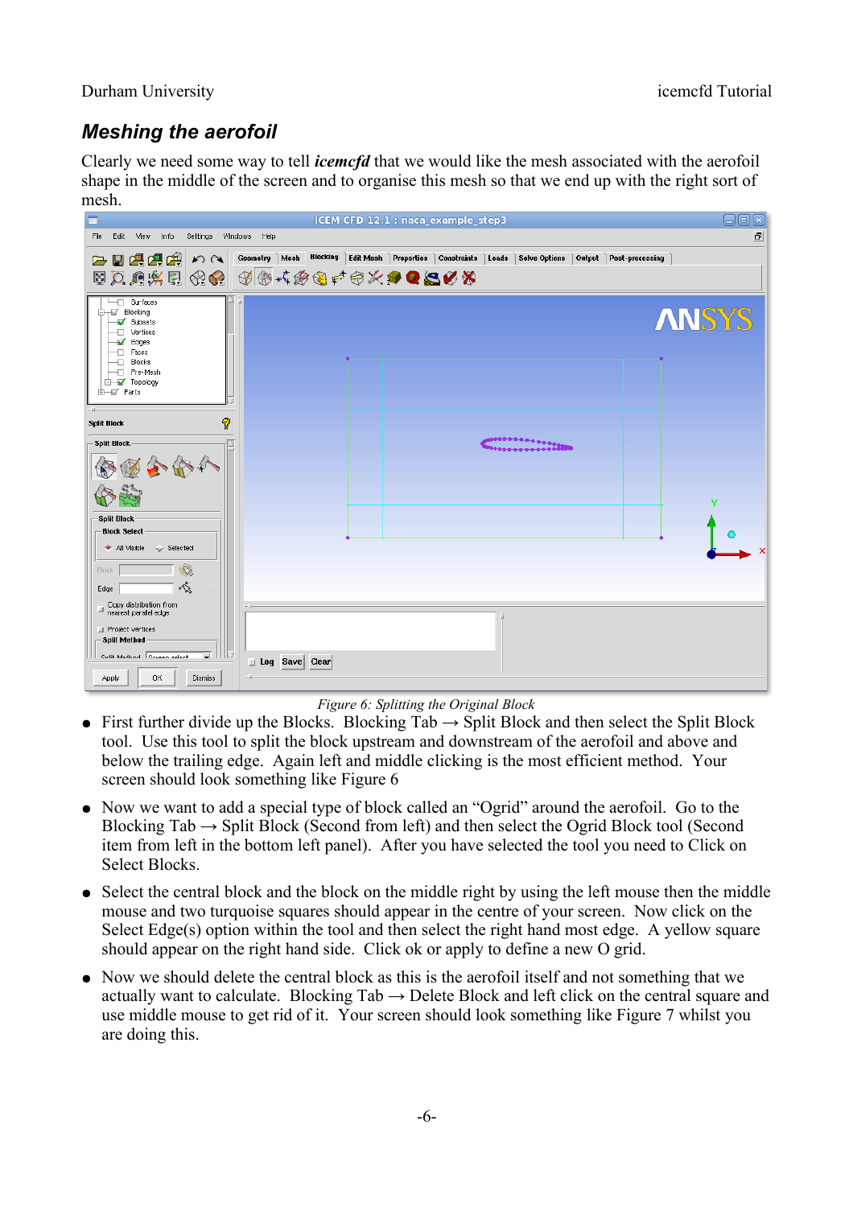## Meshing the aerofoil

Clearly we need some way to tell ***icemcfd*** that we would like the mesh associated with the aerofoil shape in the middle of the screen and to organise this mesh so that we end up with the right sort of mesh.

*Figure 6: Splitting the Original Block*

- First further divide up the Blocks. Blocking Tab → Split Block and then select the Split Block tool. Use this tool to split the block upstream and downstream of the aerofoil and above and below the trailing edge. Again left and middle clicking is the most efficient method. Your screen should look something like Figure 6
- Now we want to add a special type of block called an "Ogrid" around the aerofoil. Go to the Blocking Tab → Split Block (Second from left) and then select the Ogrid Block tool (Second item from left in the bottom left panel). After you have selected the tool you need to Click on Select Blocks.
- Select the central block and the block on the middle right by using the left mouse then the middle mouse and two turquoise squares should appear in the centre of your screen. Now click on the Select Edge(s) option within the tool and then select the right hand most edge. A yellow square should appear on the right hand side. Click ok or apply to define a new O grid.
- Now we should delete the central block as this is the aerofoil itself and not something that we actually want to calculate. Blocking Tab → Delete Block and left click on the central square and use middle mouse to get rid of it. Your screen should look something like Figure 7 whilst you are doing this.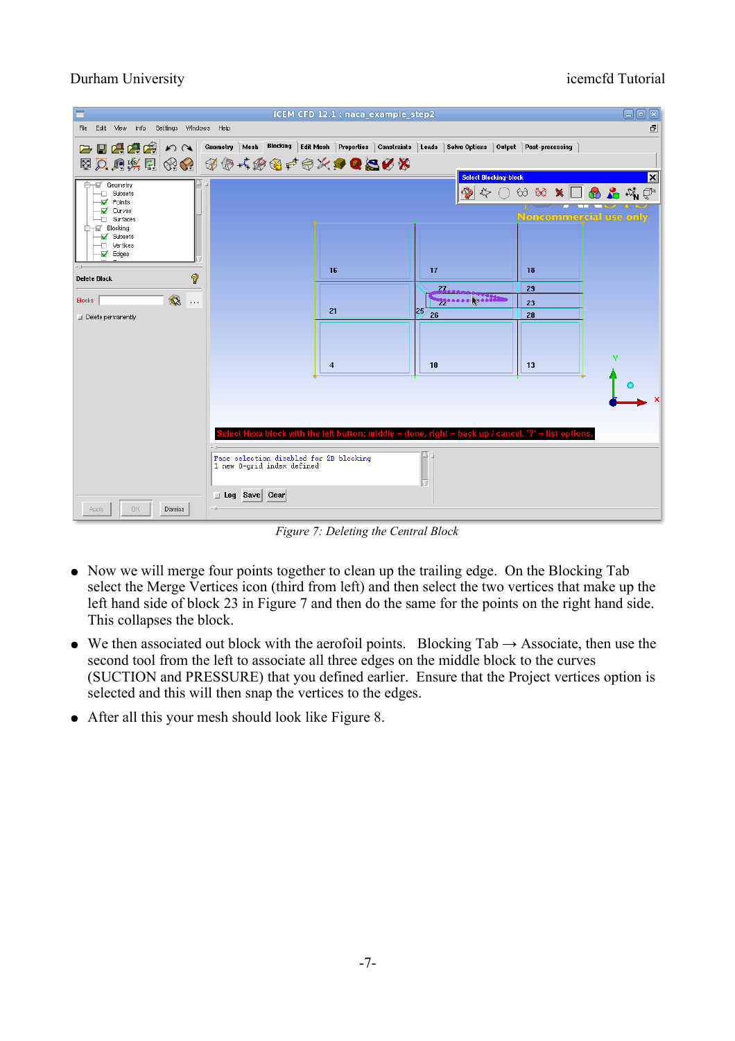Figure 7: Deleting the Central Block

- Now we will merge four points together to clean up the trailing edge. On the Blocking Tab select the Merge Vertices icon (third from left) and then select the two vertices that make up the left hand side of block 23 in Figure 7 and then do the same for the points on the right hand side. This collapses the block.
- We then associated out block with the aerofoil points. Blocking Tab → Associate, then use the second tool from the left to associate all three edges on the middle block to the curves (SUCTION and PRESSURE) that you defined earlier. Ensure that the Project vertices option is selected and this will then snap the vertices to the edges.
- After all this your mesh should look like Figure 8.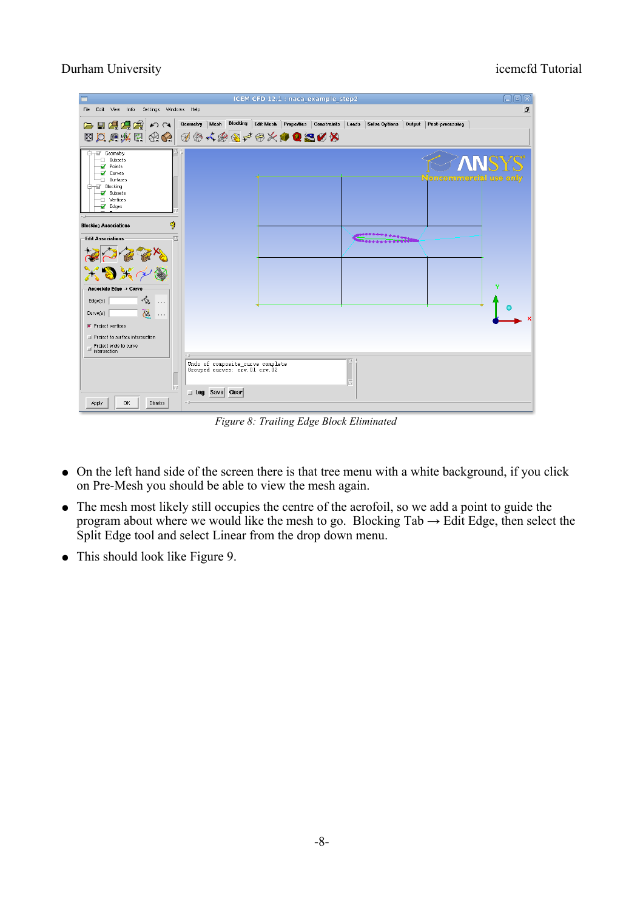*Figure 8: Trailing Edge Block Eliminated*

- On the left hand side of the screen there is that tree menu with a white background, if you click on Pre-Mesh you should be able to view the mesh again.
- The mesh most likely still occupies the centre of the aerofoil, so we add a point to guide the program about where we would like the mesh to go. Blocking Tab → Edit Edge, then select the Split Edge tool and select Linear from the drop down menu.
- This should look like Figure 9.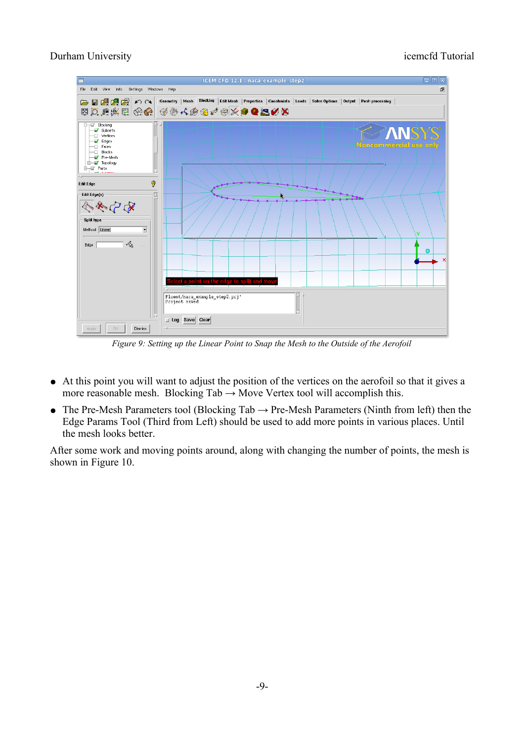*Figure 9: Setting up the Linear Point to Snap the Mesh to the Outside of the Aerofoil*

- At this point you will want to adjust the position of the vertices on the aerofoil so that it gives a more reasonable mesh. Blocking Tab → Move Vertex tool will accomplish this.
- The Pre-Mesh Parameters tool (Blocking Tab → Pre-Mesh Parameters (Ninth from left) then the Edge Params Tool (Third from Left) should be used to add more points in various places. Until the mesh looks better.

After some work and moving points around, along with changing the number of points, the mesh is shown in Figure 10.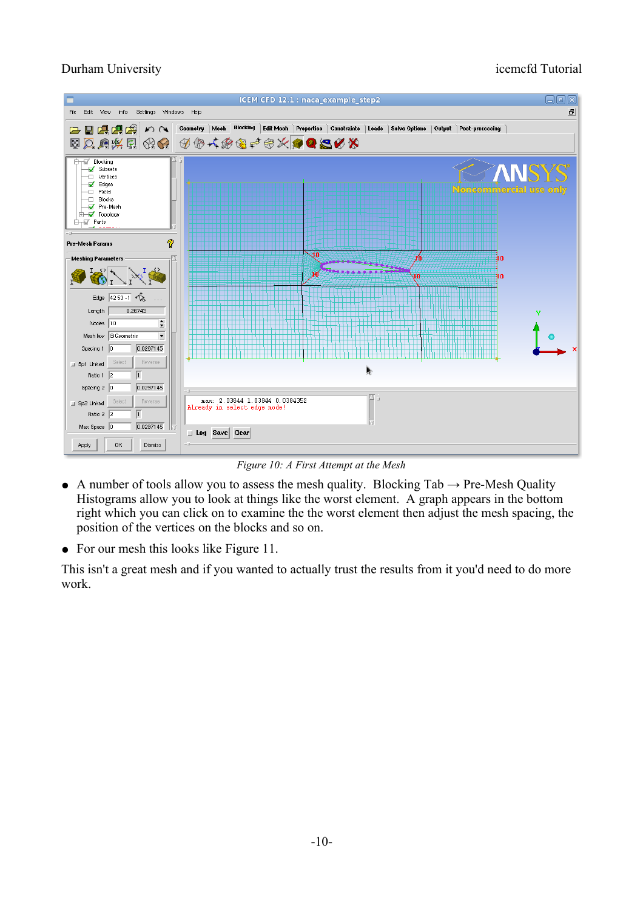*Figure 10: A First Attempt at the Mesh*

- A number of tools allow you to assess the mesh quality. Blocking Tab → Pre-Mesh Quality Histograms allow you to look at things like the worst element. A graph appears in the bottom right which you can click on to examine the the worst element then adjust the mesh spacing, the position of the vertices on the blocks and so on.
- For our mesh this looks like Figure 11.

This isn't a great mesh and if you wanted to actually trust the results from it you'd need to do more work.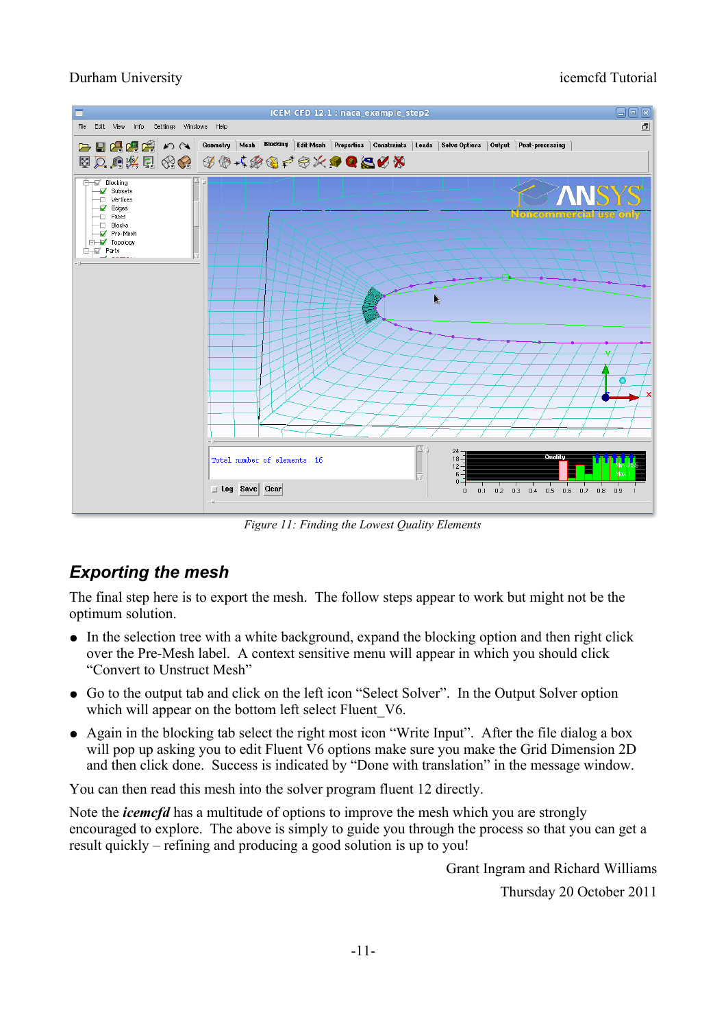Figure 11: Finding the Lowest Quality Elements

## Exporting the mesh

The final step here is to export the mesh. The follow steps appear to work but might not be the optimum solution.

- In the selection tree with a white background, expand the blocking option and then right click over the Pre-Mesh label. A context sensitive menu will appear in which you should click "Convert to Unstruct Mesh"
- Go to the output tab and click on the left icon "Select Solver". In the Output Solver option which will appear on the bottom left select Fluent_V6.
- Again in the blocking tab select the right most icon "Write Input". After the file dialog a box will pop up asking you to edit Fluent V6 options make sure you make the Grid Dimension 2D and then click done. Success is indicated by "Done with translation" in the message window.

You can then read this mesh into the solver program fluent 12 directly.

Note the ***icemcfd*** has a multitude of options to improve the mesh which you are strongly encouraged to explore. The above is simply to guide you through the process so that you can get a result quickly – refining and producing a good solution is up to you!

Grant Ingram and Richard Williams

Thursday 20 October 2011